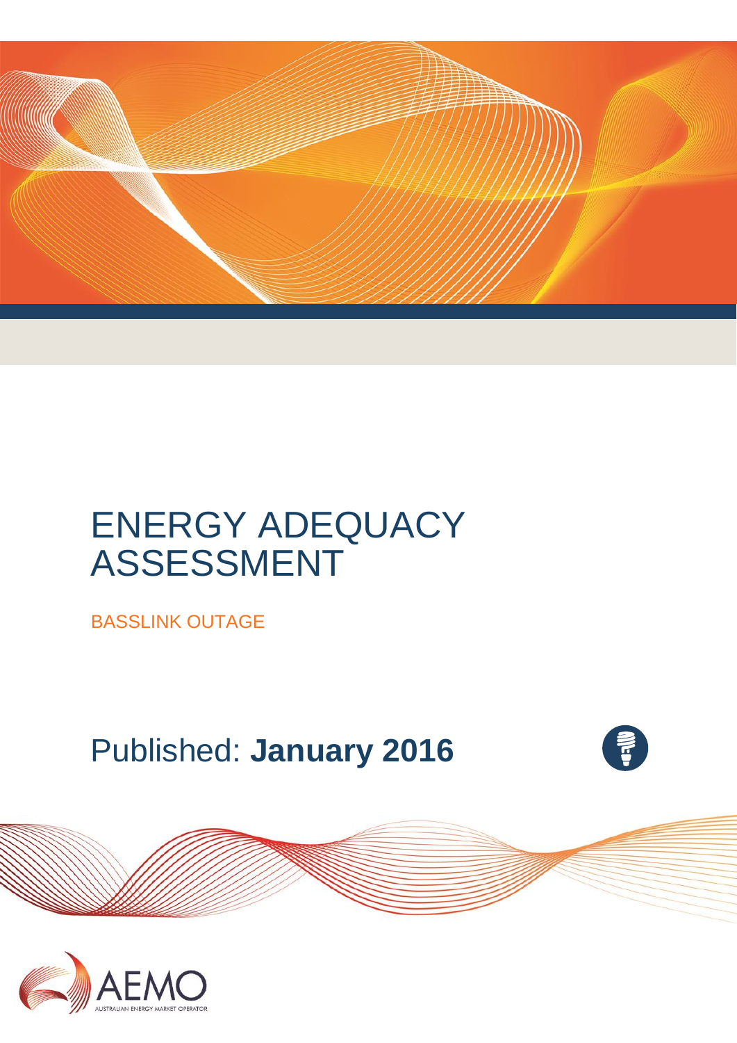# ENERGY ADEQUACY ASSESSMENT

BASSLINK OUTAGE

Published: **January 2016**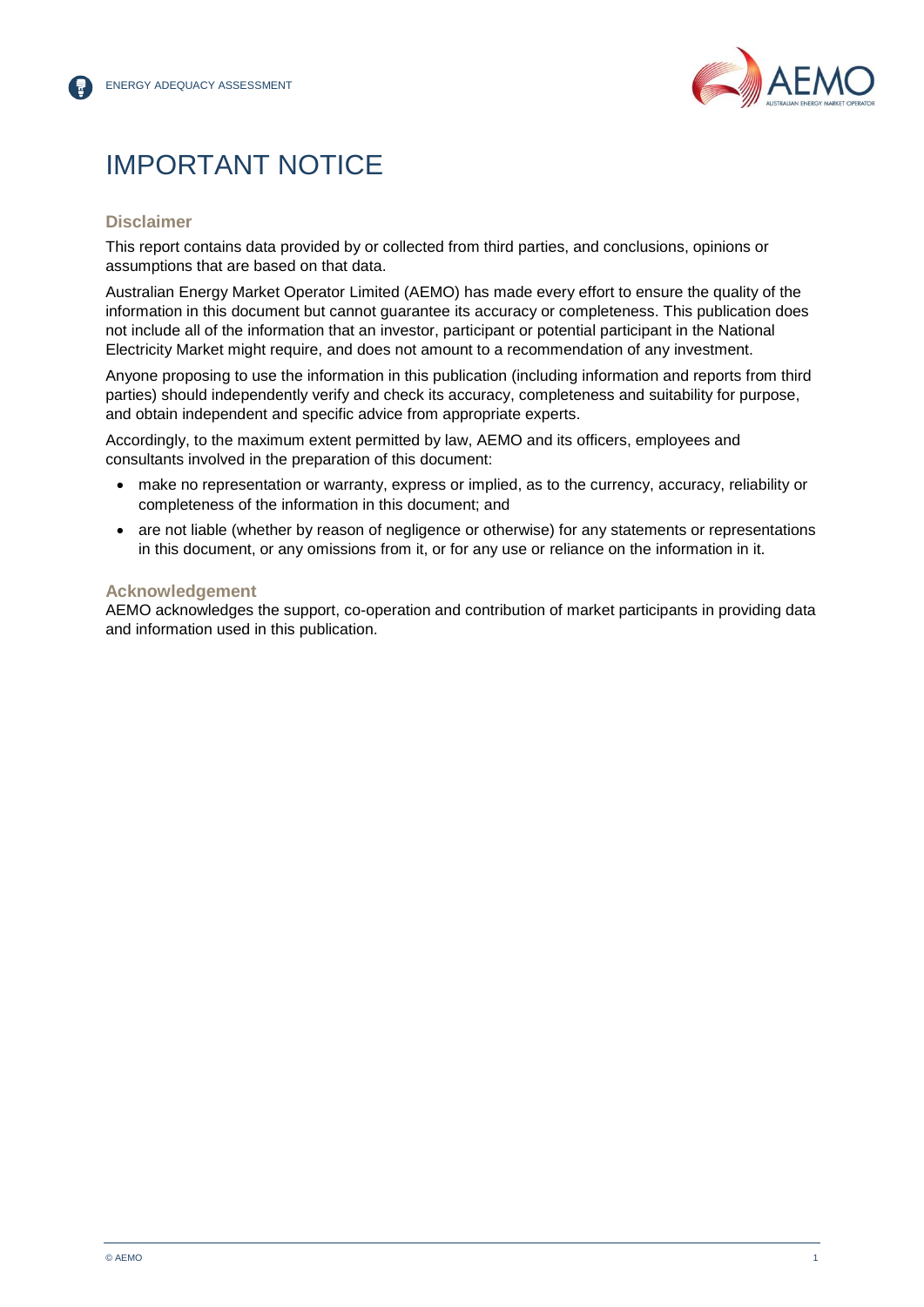# IMPORTANT NOTICE

## Disclaimer

This report contains data provided by or collected from third parties, and conclusions, opinions or assumptions that are based on that data.

Australian Energy Market Operator Limited (AEMO) has made every effort to ensure the quality of the information in this document but cannot guarantee its accuracy or completeness. This publication does not include all of the information that an investor, participant or potential participant in the National Electricity Market might require, and does not amount to a recommendation of any investment.

Anyone proposing to use the information in this publication (including information and reports from third parties) should independently verify and check its accuracy, completeness and suitability for purpose, and obtain independent and specific advice from appropriate experts.

Accordingly, to the maximum extent permitted by law, AEMO and its officers, employees and consultants involved in the preparation of this document:

- make no representation or warranty, express or implied, as to the currency, accuracy, reliability or completeness of the information in this document; and
- are not liable (whether by reason of negligence or otherwise) for any statements or representations in this document, or any omissions from it, or for any use or reliance on the information in it.

## Acknowledgement

AEMO acknowledges the support, co-operation and contribution of market participants in providing data and information used in this publication.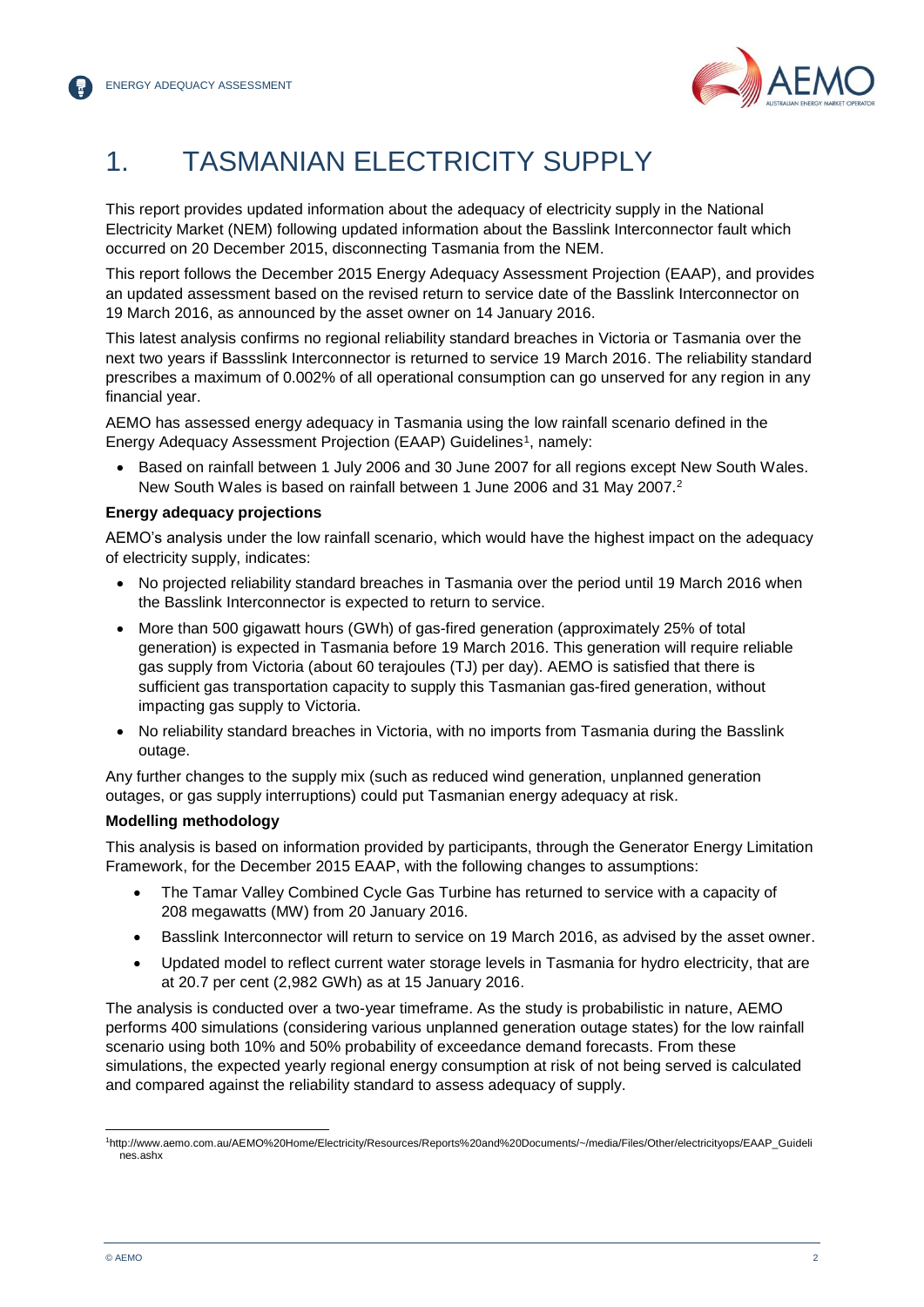# 1. TASMANIAN ELECTRICITY SUPPLY

This report provides updated information about the adequacy of electricity supply in the National Electricity Market (NEM) following updated information about the Basslink Interconnector fault which occurred on 20 December 2015, disconnecting Tasmania from the NEM.

This report follows the December 2015 Energy Adequacy Assessment Projection (EAAP), and provides an updated assessment based on the revised return to service date of the Basslink Interconnector on 19 March 2016, as announced by the asset owner on 14 January 2016.

This latest analysis confirms no regional reliability standard breaches in Victoria or Tasmania over the next two years if Bassslink Interconnector is returned to service 19 March 2016. The reliability standard prescribes a maximum of 0.002% of all operational consumption can go unserved for any region in any financial year.

AEMO has assessed energy adequacy in Tasmania using the low rainfall scenario defined in the Energy Adequacy Assessment Projection (EAAP) Guidelines[1], namely:

- Based on rainfall between 1 July 2006 and 30 June 2007 for all regions except New South Wales. New South Wales is based on rainfall between 1 June 2006 and 31 May 2007.[2]

**Energy adequacy projections**

AEMO's analysis under the low rainfall scenario, which would have the highest impact on the adequacy of electricity supply, indicates:

- No projected reliability standard breaches in Tasmania over the period until 19 March 2016 when the Basslink Interconnector is expected to return to service.
- More than 500 gigawatt hours (GWh) of gas-fired generation (approximately 25% of total generation) is expected in Tasmania before 19 March 2016. This generation will require reliable gas supply from Victoria (about 60 terajoules (TJ) per day). AEMO is satisfied that there is sufficient gas transportation capacity to supply this Tasmanian gas-fired generation, without impacting gas supply to Victoria.
- No reliability standard breaches in Victoria, with no imports from Tasmania during the Basslink outage.

Any further changes to the supply mix (such as reduced wind generation, unplanned generation outages, or gas supply interruptions) could put Tasmanian energy adequacy at risk.

**Modelling methodology**

This analysis is based on information provided by participants, through the Generator Energy Limitation Framework, for the December 2015 EAAP, with the following changes to assumptions:

- The Tamar Valley Combined Cycle Gas Turbine has returned to service with a capacity of 208 megawatts (MW) from 20 January 2016.
- Basslink Interconnector will return to service on 19 March 2016, as advised by the asset owner.
- Updated model to reflect current water storage levels in Tasmania for hydro electricity, that are at 20.7 per cent (2,982 GWh) as at 15 January 2016.

The analysis is conducted over a two-year timeframe. As the study is probabilistic in nature, AEMO performs 400 simulations (considering various unplanned generation outage states) for the low rainfall scenario using both 10% and 50% probability of exceedance demand forecasts. From these simulations, the expected yearly regional energy consumption at risk of not being served is calculated and compared against the reliability standard to assess adequacy of supply.

[1] http://www.aemo.com.au/AEMO%20Home/Electricity/Resources/Reports%20and%20Documents/~/media/Files/Other/electricityops/EAAP_Guidelines.ashx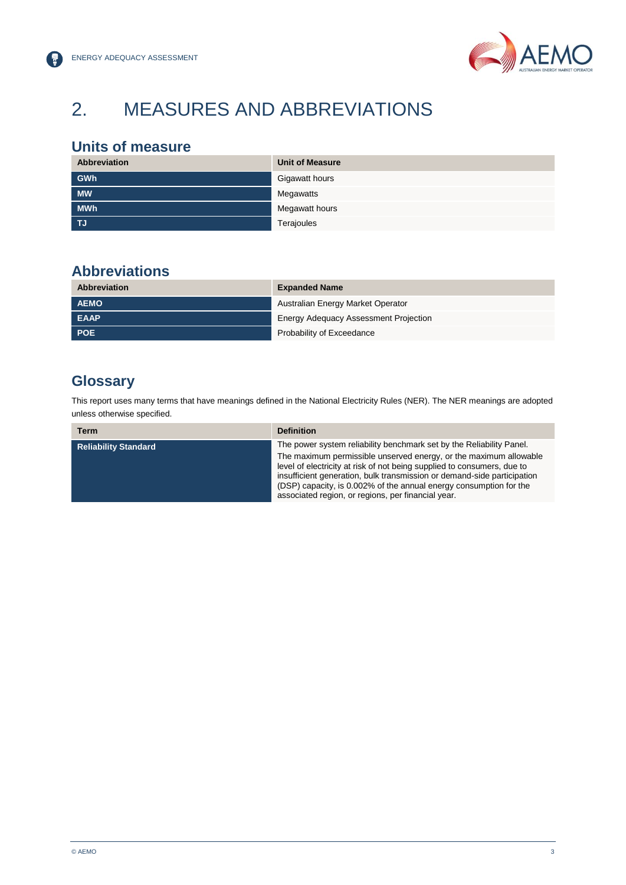# 2. MEASURES AND ABBREVIATIONS

## Units of measure

| Abbreviation | Unit of Measure |
|---|---|
| **GWh** | Gigawatt hours |
| **MW** | Megawatts |
| **MWh** | Megawatt hours |
| **TJ** | Terajoules |

## Abbreviations

| Abbreviation | Expanded Name |
|---|---|
| **AEMO** | Australian Energy Market Operator |
| **EAAP** | Energy Adequacy Assessment Projection |
| **POE** | Probability of Exceedance |

## Glossary

This report uses many terms that have meanings defined in the National Electricity Rules (NER). The NER meanings are adopted unless otherwise specified.

| Term | Definition |
|---|---|
| **Reliability Standard** | The power system reliability benchmark set by the Reliability Panel. The maximum permissible unserved energy, or the maximum allowable level of electricity at risk of not being supplied to consumers, due to insufficient generation, bulk transmission or demand-side participation (DSP) capacity, is 0.002% of the annual energy consumption for the associated region, or regions, per financial year. |